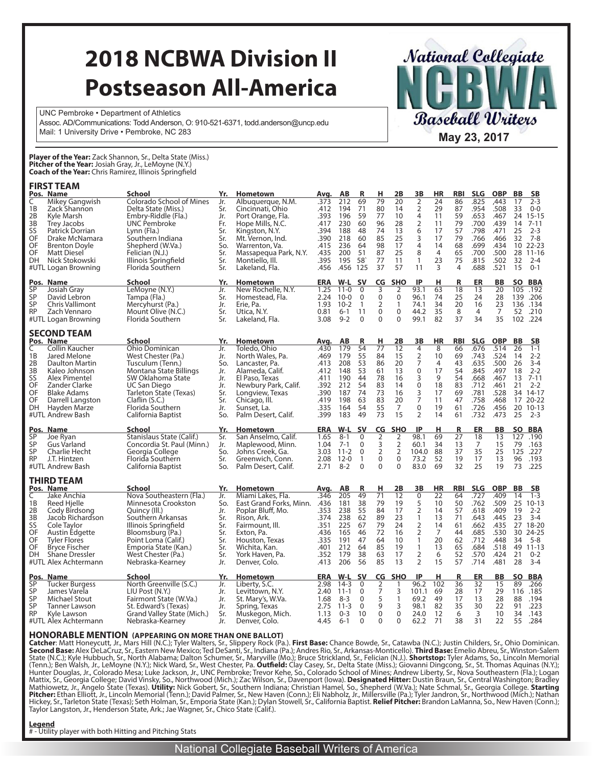# 2018 NCBWA Division II Postseason All-America

UNC Pembroke • Department of Athletics
Assoc. AD/Communications: Todd Anderson, O: 910-521-6371, todd.anderson@uncp.edu
Mail: 1 University Drive • Pembroke, NC 283

National Collegiate NCBWA Baseball Writers

**May 23, 2017**

**Player of the Year:** Zack Shannon, Sr., Delta State (Miss.)
**Pitcher of the Year:** Josiah Gray, Jr., LeMoyne (N.Y.)
**Coach of the Year:** Chris Ramirez, Illinois Springfield

## FIRST TEAM

| Pos. | Name | School | Yr. | Hometown | Avg. | AB | R | H | 2B | 3B | HR | RBI | SLG | OBP | BB | SB |
|---|---|---|---|---|---|---|---|---|---|---|---|---|---|---|---|---|
| C | Mikey Gangwish | Colorado School of Mines | Jr. | Albuquerque, N.M. | .373 | 212 | 69 | 79 | 20 | 2 | 24 | 86 | .825 | ,443 | 17 | 2-3 |
| 1B | Zack Shannon | Delta State (Miss.) | Sr. | Cincinnati, Ohio | .412 | 194 | 71 | 80 | 14 | 2 | 29 | 87 | .954 | .508 | 33 | 0-0 |
| 2B | Kyle Marsh | Embry-Riddle (Fla.) | Jr. | Port Orange, Fla. | .393 | 196 | 59 | 77 | 10 | 4 | 11 | 59 | .653 | .467 | 24 | 15-15 |
| 3B | Trey Jacobs | UNC Pembroke | Fr. | Hope Mills, N.C. | .417 | 230 | 60 | 96 | 28 | 2 | 11 | 79 | .700 | .439 | 14 | 7-11 |
| SS | Patrick Dorrian | Lynn (Fla.) | Sr. | Kingston, N.Y. | .394 | 188 | 48 | 74 | 13 | 6 | 17 | 57 | .798 | .471 | 25 | 2-3 |
| OF | Drake McNamara | Southern Indiana | Sr. | Mt. Vernon, Ind. | .390 | 218 | 60 | 85 | 25 | 3 | 17 | 79 | .766 | .466 | 32 | 7-8 |
| OF | Brenton Doyle | Shepherd (W.Va.) | So. | Warrenton, Va. | .415 | 236 | 64 | 98 | 17 | 4 | 14 | 68 | .699 | .434 | 10 | 22-23 |
| OF | Matt Diesel | Felician (N.J.) | Sr. | Massapequa Park, N.Y. | .435 | 200 | 51 | 87 | 25 | 8 | 4 | 65 | .700 | .500 | 28 | 11-16 |
| DH | Nick Stokowski | Illinois Springfield | Sr. | Montiello, Ill. | .395 | 195 | 58` | 77 | 11 | 1 | 23 | 75 | .815 | .502 | 32 | 2-4 |
| #UTL | Logan Browning | Florida Southern | Sr. | Lakeland, Fla. | .456 | .456 | 125 | 37 | 57 | 11 | 3 | 4 | .688 | .521 | 15 | 0-1 |

| Pos. | Name | School | Yr. | Hometown | ERA | W-L | SV | CG | SHO | IP | H | R | ER | BB | SO | BBA |
|---|---|---|---|---|---|---|---|---|---|---|---|---|---|---|---|---|
| SP | Josiah Gray | LeMoyne (N.Y.) | Jr. | New Rochelle, N.Y. | 1.25 | 11-0 | 0 | 3 | 2 | 93.1 | 63 | 18 | 13 | 20 | 105 | .192 |
| SP | David Lebron | Tampa (Fla.) | Sr. | Homestead, Fla. | 2.24 | 10-0 | 0 | 0 | 0 | 96.1 | 74 | 25 | 24 | 28 | 139 | .206 |
| SP | Chris Vallimont | Mercyhurst (Pa.) | Jr. | Erie, Pa. | 1.93 | 10-2 | 1 | 2 | 1 | 74.1 | 34 | 20 | 16 | 23 | 136 | .134 |
| RP | Zach Vennaro | Mount Olive (N.C.) | Sr. | Utica, N.Y. | 0.81 | 6-1 | 11 | 0 | 0 | 44.2 | 35 | 8 | 4 | 7 | 52 | .210 |
| #UTL | Logan Browning | Florida Southern | Sr. | Lakeland, Fla. | 3.08 | 9-2 | 0 | 0 | 0 | 99.1 | 82 | 37 | 34 | 35 | 102 | .224 |

## SECOND TEAM

| Pos. | Name | School | Yr. | Hometown | Avg. | AB | R | H | 2B | 3B | HR | RBI | SLG | OBP | BB | SB |
|---|---|---|---|---|---|---|---|---|---|---|---|---|---|---|---|---|
| C | Collin Kaucher | Ohio Dominican | Jr. | Toledo, Ohio | .430 | 179 | 54 | 77 | 12 | 4 | 8 | 66 | .676 | .514 | 26 | 1-1 |
| 1B | Jared Melone | West Chester (Pa.) | Jr. | North Wales, Pa. | .469 | 179 | 55 | 84 | 15 | 2 | 10 | 69 | .743 | .524 | 14 | 2-2 |
| 2B | Daulton Martin | Tusculum (Tenn.) | So. | Lancaster, Pa. | .413 | 208 | 53 | 86 | 20 | 7 | 4 | 43 | .635 | .500 | 26 | 3-4 |
| 3B | Kaleo Johnson | Montana State Billings | Jr. | Alameda, Calif. | .412 | 148 | 53 | 61 | 13 | 0 | 17 | 54 | .845 | .497 | 18 | 2-2 |
| SS | Alex Pimentel | SW Oklahoma State | Jr. | El Paso, Texas | .411 | 190 | 44 | 78 | 16 | 3 | 9 | 54 | .668 | .467 | 13 | 7-11 |
| OF | Zander Clarke | UC San Diego | Jr. | Newbury Park, Calif. | .392 | 212 | 54 | 83 | 14 | 0 | 18 | 83 | .712 | .461 | 21 | 2-2 |
| OF | Blake Adams | Tarleton State (Texas) | Sr. | Longview, Texas | .390 | 187 | 74 | 73 | 16 | 3 | 17 | 69 | .781 | .528 | 34 | 14-17 |
| OF | Darrell Langston | Claflin (S.C.) | Sr. | Chicago, Ill. | .419 | 198 | 63 | 83 | 20 | 7 | 11 | 47 | .758 | .468 | 17 | 20-22 |
| DH | Hayden Marze | Florida Southern | Jr. | Sunset, La. | .335 | 164 | 54 | 55 | 7 | 0 | 19 | 61 | .726 | .456 | 20 | 10-13 |
| #UTL | Andrew Bash | California Baptist | So. | Palm Desert, Calif. | .399 | 183 | 49 | 73 | 15 | 2 | 14 | 61 | .732 | .473 | 25 | 2-3 |

| Pos. | Name | School | Yr. | Hometown | ERA | W-L | SV | CG | SHO | IP | H | R | ER | BB | SO | BBA |
|---|---|---|---|---|---|---|---|---|---|---|---|---|---|---|---|---|
| SP | Joe Ryan | Stanislaus State (Calif.) | Sr. | San Anselmo, Calif. | 1.65 | 8-1 | 0 | 2 | 2 | 98.1 | 69 | 27 | 18 | 13 | 127 | .190 |
| SP | Gus Varland | Concordia St. Paul (Minn.) | Jr. | Maplewood, Minn. | 1.04 | 7-1 | 0 | 3 | 2 | 60.1 | 34 | 13 | 7 | 15 | 79 | .163 |
| SP | Charlie Hecht | Georgia College | So. | Johns Creek, Ga. | 3.03 | 11-2 | 0 | 2 | 2 | 104.0 | 88 | 37 | 35 | 25 | 125 | .227 |
| RP | J.T. Hintzen | Florida Southern | Sr. | Greenwich, Conn. | 2.08 | 12-0 | 1 | 0 | 0 | 73.2 | 52 | 19 | 17 | 13 | 96 | .193 |
| #UTL | Andrew Bash | California Baptist | So. | Palm Desert, Calif. | 2.71 | 8-2 | 0 | 0 | 0 | 83.0 | 69 | 32 | 25 | 19 | 73 | .225 |

## THIRD TEAM

| Pos. | Name | School | Yr. | Hometown | Avg. | AB | R | H | 2B | 3B | HR | RBI | SLG | OBP | BB | SB |
|---|---|---|---|---|---|---|---|---|---|---|---|---|---|---|---|---|
| C | Jake Anchia | Nova Southeastern (Fla.) | Jr. | Miami Lakes, Fla. | .346 | 205 | 49 | 71 | 12 | 0 | 22 | 64 | .727 | .409 | 14 | 1-3 |
| 1B | Reed Hjelle | Minnesota Crookston | So. | East Grand Forks, Minn. | .436 | 181 | 38 | 79 | 19 | 5 | 10 | 50 | .762 | .509 | 25 | 10-13 |
| 2B | Cody Birdsong | Quincy (Ill.) | Jr. | Poplar Bluff, Mo. | .353 | 238 | 55 | 84 | 17 | 2 | 14 | 57 | .618 | .409 | 19 | 2-2 |
| 3B | Jacob Richardson | Southern Arkansas | Sr. | Rison, Ark. | .374 | 238 | 62 | 89 | 23 | 1 | 13 | 71 | .643 | .445 | 23 | 3-4 |
| SS | Cole Taylor | Illinois Springfield | Sr. | Fairmount, Ill. | .351 | 225 | 67 | 79 | 24 | 2 | 14 | 61 | .662 | .435 | 27 | 18-20 |
| OF | Austin Edgette | Bloomsburg (Pa.) | Sr. | Exton, Pa. | .436 | 165 | 46 | 72 | 16 | 2 | 7 | 44 | .685 | .530 | 30 | 24-25 |
| OF | Tyler Flores | Point Loma (Calif.) | Sr. | Houston, Texas | .335 | 191 | 47 | 64 | 10 | 1 | 20 | 62 | .712 | .448 | 34 | 5-8 |
| OF | Bryce Fischer | Emporia State (Kan.) | Sr. | Wichita, Kan. | .401 | 212 | 64 | 85 | 19 | 1 | 13 | 65 | .684 | .518 | 49 | 11-13 |
| DH | Shane Dressler | West Chester (Pa.) | Sr. | York Haven, Pa. | .352 | 179 | 38 | 63 | 17 | 2 | 6 | 52 | .570 | .424 | 21 | 0-2 |
| #UTL | Alex Achtermann | Nebraska-Kearney | Jr. | Denver, Colo. | .413 | 206 | 56 | 85 | 13 | 2 | 15 | 57 | .714 | .481 | 28 | 3-4 |

| Pos. | Name | School | Yr. | Hometown | ERA | W-L | SV | CG | SHO | IP | H | R | ER | BB | SO | BBA |
|---|---|---|---|---|---|---|---|---|---|---|---|---|---|---|---|---|
| SP | Tucker Burgess | North Greenville (S.C.) | Jr. | Liberty, S.C. | 2.98 | 14-3 | 0 | 2 | 1 | 96.2 | 102 | 36 | 32 | 15 | 89 | .266 |
| SP | James Varela | LIU Post (N.Y.) | Jr. | Levittown, N.Y. | 2.40 | 11-1 | 0 | 7 | 3 | 101.1 | 69 | 28 | 17 | 29 | 116 | .185 |
| SP | Michael Stout | Fairmont State (W.Va.) | Jr. | St. Mary's, W.Va. | 1.68 | 8-3 | 0 | 5 | 1 | 69.2 | 49 | 17 | 13 | 28 | 88 | .194 |
| SP | Tanner Lawson | St. Edward's (Texas) | Jr. | Spring, Texas | 2.75 | 11-3 | 0 | 9 | 3 | 98.1 | 82 | 35 | 30 | 22 | 91 | .223 |
| RP | Kyle Lawson | Grand Valley State (Mich.) | Sr. | Muskegon, Mich. | 1.13 | 0-3 | 10 | 0 | 0 | 24.0 | 12 | 6 | 3 | 10 | 34 | .143 |
| #UTL | Alex Achtermann | Nebraska-Kearney | Jr. | Denver, Colo. | 4.45 | 6-1 | 0 | 0 | 0 | 62.2 | 71 | 38 | 31 | 22 | 55 | .284 |

## HONORABLE MENTION (APPEARING ON MORE THAN ONE BALLOT)

**Catcher**: Matt Honeycutt, Jr., Mars Hill (N.C.); Tyler Walters, Sr., Slippery Rock (Pa.). **First Base:** Chance Bowde, Sr., Catawba (N.C.); Justin Childers, Sr., Ohio Dominican. **Second Base:** Alex DeLaCruz, Sr., Eastern New Mexico; Ted DeSanti, Sr., Indiana (Pa.); Andres Rio, Sr., Arkansas-Monticello). **Third Base:** Emelio Abreu, Sr., Winston-Salem State (N.C.); Kyle Hubbuch, Sr., North Alabama; Dalton Schumer, Sr., Maryville (Mo.); Bruce Strickland, Sr., Felician (N.J.). **Shortstop:** Tyler Adams, So., Lincoln Memorial (Tenn.); Ben Walsh, Jr., LeMoyne (N.Y.); Nick Ward, Sr., West Chester, Pa. **Outfield:** Clay Casey, Sr., Delta State (Miss.); Giovanni Dingcong, Sr., St. Thomas Aquinas (N.Y.); Hunter Douglas, Jr., Colorado Mesa; Luke Jackson, Jr., UNC Pembroke; Trevor Kehe, So., Colorado School of Mines; Andrew Liberty, Sr., Nova Southeastern (Fla.); Logan Mattix, Sr., Georgia College; David Vinsky, So., Northwood (Mich.); Zac Wilson, Sr., Davenport (Iowa). **Designated Hitter:** Dustin Braun, Sr., Central Washington; Bradley Mathiowetz, Jr., Angelo State (Texas). **Utility:** Nick Gobert, Sr., Southern Indiana; Christian Hamel, So., Shepherd (W.Va.); Nate Schmal, Sr., Georgia College. **Starting Pitcher:** Ethan Elliott, Jr., Lincoln Memorial (Tenn.); David Palmer, Sr., New Haven (Conn.); Eli Nabholz, Jr., Millersville (Pa.); Tyler Jandron, Sr., Northwood (Mich.); Nathan Hickey, Sr., Tarleton State (Texas); Seth Holman, Sr., Emporia State (Kan.); Dylan Stowell, Sr., California Baptist. **Relief Pitcher:** Brandon LaManna, So., New Haven (Conn.); Taylor Langston, Jr., Henderson State, Ark.; Jae Wagner, Sr., Chico State (Calif.).

**Legend**
# - Utility player with both Hitting and Pitching Stats

National Collegiate Baseball Writers of America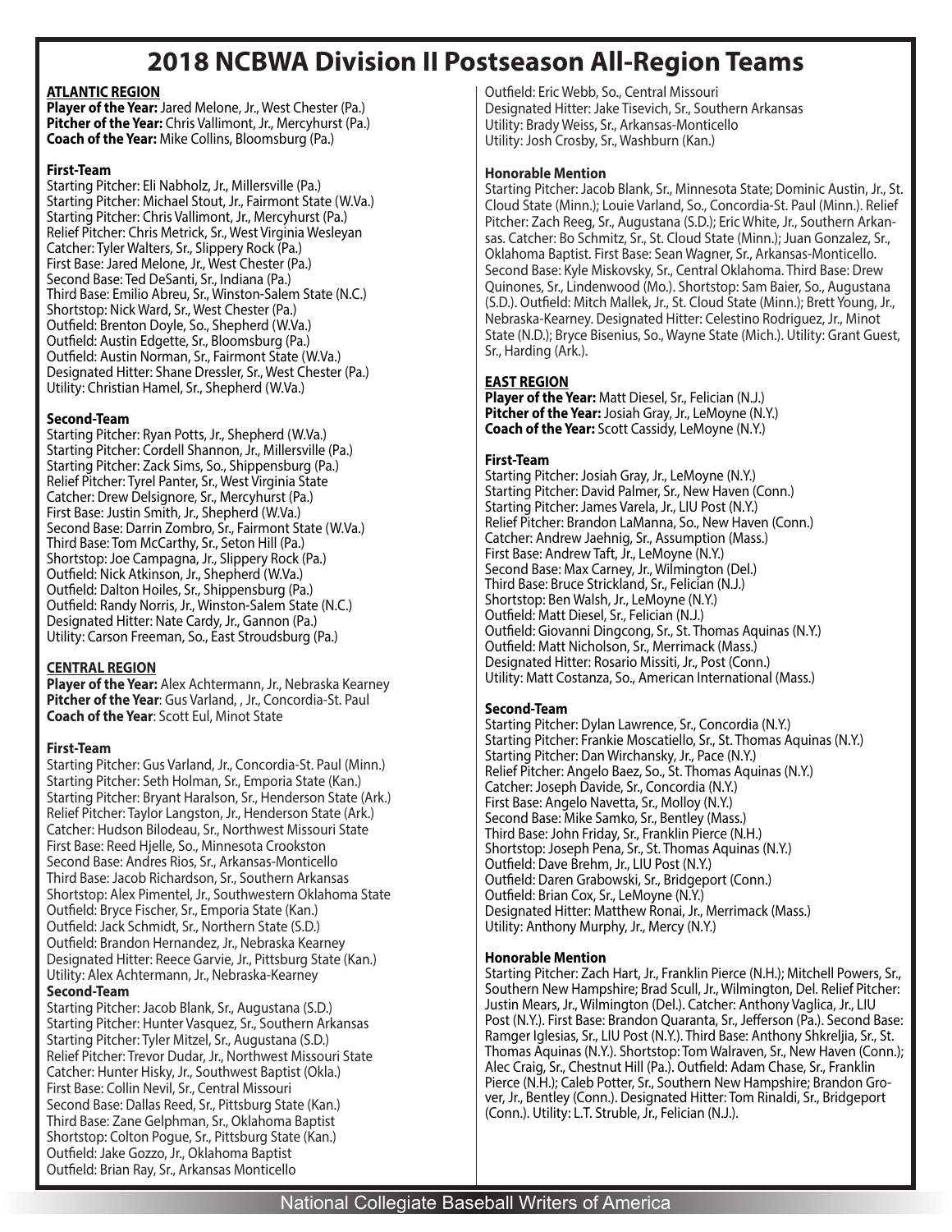# 2018 NCBWA Division II Postseason All-Region Teams

## ATLANTIC REGION

**Player of the Year:** Jared Melone, Jr., West Chester (Pa.)
**Pitcher of the Year:** Chris Vallimont, Jr., Mercyhurst (Pa.)
**Coach of the Year:** Mike Collins, Bloomsburg (Pa.)

### First-Team

Starting Pitcher: Eli Nabholz, Jr., Millersville (Pa.)
Starting Pitcher: Michael Stout, Jr., Fairmont State (W.Va.)
Starting Pitcher: Chris Vallimont, Jr., Mercyhurst (Pa.)
Relief Pitcher: Chris Metrick, Sr., West Virginia Wesleyan
Catcher: Tyler Walters, Sr., Slippery Rock (Pa.)
First Base: Jared Melone, Jr., West Chester (Pa.)
Second Base: Ted DeSanti, Sr., Indiana (Pa.)
Third Base: Emilio Abreu, Sr., Winston-Salem State (N.C.)
Shortstop: Nick Ward, Sr., West Chester (Pa.)
Outfield: Brenton Doyle, So., Shepherd (W.Va.)
Outfield: Austin Edgette, Sr., Bloomsburg (Pa.)
Outfield: Austin Norman, Sr., Fairmont State (W.Va.)
Designated Hitter: Shane Dressler, Sr., West Chester (Pa.)
Utility: Christian Hamel, Sr., Shepherd (W.Va.)

### Second-Team

Starting Pitcher: Ryan Potts, Jr., Shepherd (W.Va.)
Starting Pitcher: Cordell Shannon, Jr., Millersville (Pa.)
Starting Pitcher: Zack Sims, So., Shippensburg (Pa.)
Relief Pitcher: Tyrel Panter, Sr., West Virginia State
Catcher: Drew Delsignore, Sr., Mercyhurst (Pa.)
First Base: Justin Smith, Jr., Shepherd (W.Va.)
Second Base: Darrin Zombro, Sr., Fairmont State (W.Va.)
Third Base: Tom McCarthy, Sr., Seton Hill (Pa.)
Shortstop: Joe Campagna, Jr., Slippery Rock (Pa.)
Outfield: Nick Atkinson, Jr., Shepherd (W.Va.)
Outfield: Dalton Hoiles, Sr., Shippensburg (Pa.)
Outfield: Randy Norris, Jr., Winston-Salem State (N.C.)
Designated Hitter: Nate Cardy, Jr., Gannon (Pa.)
Utility: Carson Freeman, So., East Stroudsburg (Pa.)

## CENTRAL REGION

**Player of the Year:** Alex Achtermann, Jr., Nebraska Kearney
**Pitcher of the Year**: Gus Varland, , Jr., Concordia-St. Paul
**Coach of the Year**: Scott Eul, Minot State

### First-Team

Starting Pitcher: Gus Varland, Jr., Concordia-St. Paul (Minn.)
Starting Pitcher: Seth Holman, Sr., Emporia State (Kan.)
Starting Pitcher: Bryant Haralson, Sr., Henderson State (Ark.)
Relief Pitcher: Taylor Langston, Jr., Henderson State (Ark.)
Catcher: Hudson Bilodeau, Sr., Northwest Missouri State
First Base: Reed Hjelle, So., Minnesota Crookston
Second Base: Andres Rios, Sr., Arkansas-Monticello
Third Base: Jacob Richardson, Sr., Southern Arkansas
Shortstop: Alex Pimentel, Jr., Southwestern Oklahoma State
Outfield: Bryce Fischer, Sr., Emporia State (Kan.)
Outfield: Jack Schmidt, Sr., Northern State (S.D.)
Outfield: Brandon Hernandez, Jr., Nebraska Kearney
Designated Hitter: Reece Garvie, Jr., Pittsburg State (Kan.)
Utility: Alex Achtermann, Jr., Nebraska-Kearney

### Second-Team

Starting Pitcher: Jacob Blank, Sr., Augustana (S.D.)
Starting Pitcher: Hunter Vasquez, Sr., Southern Arkansas
Starting Pitcher: Tyler Mitzel, Sr., Augustana (S.D.)
Relief Pitcher: Trevor Dudar, Jr., Northwest Missouri State
Catcher: Hunter Hisky, Jr., Southwest Baptist (Okla.)
First Base: Collin Nevil, Sr., Central Missouri
Second Base: Dallas Reed, Sr., Pittsburg State (Kan.)
Third Base: Zane Gelphman, Sr., Oklahoma Baptist
Shortstop: Colton Pogue, Sr., Pittsburg State (Kan.)
Outfield: Jake Gozzo, Jr., Oklahoma Baptist
Outfield: Brian Ray, Sr., Arkansas Monticello
Outfield: Eric Webb, So., Central Missouri
Designated Hitter: Jake Tisevich, Sr., Southern Arkansas
Utility: Brady Weiss, Sr., Arkansas-Monticello
Utility: Josh Crosby, Sr., Washburn (Kan.)

### Honorable Mention

Starting Pitcher: Jacob Blank, Sr., Minnesota State; Dominic Austin, Jr., St. Cloud State (Minn.); Louie Varland, So., Concordia-St. Paul (Minn.). Relief Pitcher: Zach Reeg, Sr., Augustana (S.D.); Eric White, Jr., Southern Arkansas. Catcher: Bo Schmitz, Sr., St. Cloud State (Minn.); Juan Gonzalez, Sr., Oklahoma Baptist. First Base: Sean Wagner, Sr., Arkansas-Monticello. Second Base: Kyle Miskovsky, Sr., Central Oklahoma. Third Base: Drew Quinones, Sr., Lindenwood (Mo.). Shortstop: Sam Baier, So., Augustana (S.D.). Outfield: Mitch Mallek, Jr., St. Cloud State (Minn.); Brett Young, Jr., Nebraska-Kearney. Designated Hitter: Celestino Rodriguez, Jr., Minot State (N.D.); Bryce Bisenius, So., Wayne State (Mich.). Utility: Grant Guest, Sr., Harding (Ark.).

## EAST REGION

**Player of the Year:** Matt Diesel, Sr., Felician (N.J.)
**Pitcher of the Year:** Josiah Gray, Jr., LeMoyne (N.Y.)
**Coach of the Year:** Scott Cassidy, LeMoyne (N.Y.)

### First-Team

Starting Pitcher: Josiah Gray, Jr., LeMoyne (N.Y.)
Starting Pitcher: David Palmer, Sr., New Haven (Conn.)
Starting Pitcher: James Varela, Jr., LIU Post (N.Y.)
Relief Pitcher: Brandon LaManna, So., New Haven (Conn.)
Catcher: Andrew Jaehnig, Sr., Assumption (Mass.)
First Base: Andrew Taft, Jr., LeMoyne (N.Y.)
Second Base: Max Carney, Jr., Wilmington (Del.)
Third Base: Bruce Strickland, Sr., Felician (N.J.)
Shortstop: Ben Walsh, Jr., LeMoyne (N.Y.)
Outfield: Matt Diesel, Sr., Felician (N.J.)
Outfield: Giovanni Dingcong, Sr., St. Thomas Aquinas (N.Y.)
Outfield: Matt Nicholson, Sr., Merrimack (Mass.)
Designated Hitter: Rosario Missiti, Jr., Post (Conn.)
Utility: Matt Costanza, So., American International (Mass.)

### Second-Team

Starting Pitcher: Dylan Lawrence, Sr., Concordia (N.Y.)
Starting Pitcher: Frankie Moscatiello, Sr., St. Thomas Aquinas (N.Y.)
Starting Pitcher: Dan Wirchansky, Jr., Pace (N.Y.)
Relief Pitcher: Angelo Baez, So., St. Thomas Aquinas (N.Y.)
Catcher: Joseph Davide, Sr., Concordia (N.Y.)
First Base: Angelo Navetta, Sr., Molloy (N.Y.)
Second Base: Mike Samko, Sr., Bentley (Mass.)
Third Base: John Friday, Sr., Franklin Pierce (N.H.)
Shortstop: Joseph Pena, Sr., St. Thomas Aquinas (N.Y.)
Outfield: Dave Brehm, Jr., LIU Post (N.Y.)
Outfield: Daren Grabowski, Sr., Bridgeport (Conn.)
Outfield: Brian Cox, Sr., LeMoyne (N.Y.)
Designated Hitter: Matthew Ronai, Jr., Merrimack (Mass.)
Utility: Anthony Murphy, Jr., Mercy (N.Y.)

### Honorable Mention

Starting Pitcher: Zach Hart, Jr., Franklin Pierce (N.H.); Mitchell Powers, Sr., Southern New Hampshire; Brad Scull, Jr., Wilmington, Del. Relief Pitcher: Justin Mears, Jr., Wilmington (Del.). Catcher: Anthony Vaglica, Jr., LIU Post (N.Y.). First Base: Brandon Quaranta, Sr., Jefferson (Pa.). Second Base: Ramger Iglesias, Sr., LIU Post (N.Y.). Third Base: Anthony Shkreljia, Sr., St. Thomas Aquinas (N.Y.). Shortstop: Tom Walraven, Sr., New Haven (Conn.); Alec Craig, Sr., Chestnut Hill (Pa.). Outfield: Adam Chase, Sr., Franklin Pierce (N.H.); Caleb Potter, Sr., Southern New Hampshire; Brandon Grover, Jr., Bentley (Conn.). Designated Hitter: Tom Rinaldi, Sr., Bridgeport (Conn.). Utility: L.T. Struble, Jr., Felician (N.J.).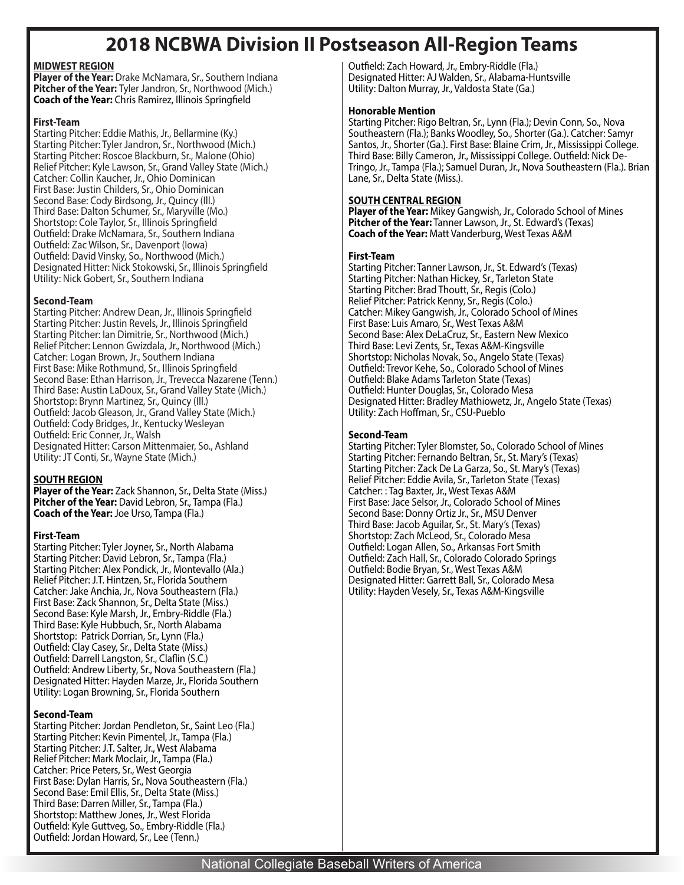# 2018 NCBWA Division II Postseason All-Region Teams

## MIDWEST REGION

**Player of the Year:** Drake McNamara, Sr., Southern Indiana
**Pitcher of the Year:** Tyler Jandron, Sr., Northwood (Mich.)
**Coach of the Year:** Chris Ramirez, Illinois Springfield

### First-Team

Starting Pitcher: Eddie Mathis, Jr., Bellarmine (Ky.)
Starting Pitcher: Tyler Jandron, Sr., Northwood (Mich.)
Starting Pitcher: Roscoe Blackburn, Sr., Malone (Ohio)
Relief Pitcher: Kyle Lawson, Sr., Grand Valley State (Mich.)
Catcher: Collin Kaucher, Jr., Ohio Dominican
First Base: Justin Childers, Sr., Ohio Dominican
Second Base: Cody Birdsong, Jr., Quincy (Ill.)
Third Base: Dalton Schumer, Sr., Maryville (Mo.)
Shortstop: Cole Taylor, Sr., Illinois Springfield
Outfield: Drake McNamara, Sr., Southern Indiana
Outfield: Zac Wilson, Sr., Davenport (Iowa)
Outfield: David Vinsky, So., Northwood (Mich.)
Designated Hitter: Nick Stokowski, Sr., Illinois Springfield
Utility: Nick Gobert, Sr., Southern Indiana

### Second-Team

Starting Pitcher: Andrew Dean, Jr., Illinois Springfield
Starting Pitcher: Justin Revels, Jr., Illinois Springfield
Starting Pitcher: Ian Dimitrie, Sr., Northwood (Mich.)
Relief Pitcher: Lennon Gwizdala, Jr., Northwood (Mich.)
Catcher: Logan Brown, Jr., Southern Indiana
First Base: Mike Rothmund, Sr., Illinois Springfield
Second Base: Ethan Harrison, Jr., Trevecca Nazarene (Tenn.)
Third Base: Austin LaDoux, Sr., Grand Valley State (Mich.)
Shortstop: Brynn Martinez, Sr., Quincy (Ill.)
Outfield: Jacob Gleason, Jr., Grand Valley State (Mich.)
Outfield: Cody Bridges, Jr., Kentucky Wesleyan
Outfield: Eric Conner, Jr., Walsh
Designated Hitter: Carson Mittenmaier, So., Ashland
Utility: JT Conti, Sr., Wayne State (Mich.)

## SOUTH REGION

**Player of the Year:** Zack Shannon, Sr., Delta State (Miss.)
**Pitcher of the Year:** David Lebron, Sr., Tampa (Fla.)
**Coach of the Year:** Joe Urso, Tampa (Fla.)

### First-Team

Starting Pitcher: Tyler Joyner, Sr., North Alabama
Starting Pitcher: David Lebron, Sr., Tampa (Fla.)
Starting Pitcher: Alex Pondick, Jr., Montevallo (Ala.)
Relief Pitcher: J.T. Hintzen, Sr., Florida Southern
Catcher: Jake Anchia, Jr., Nova Southeastern (Fla.)
First Base: Zack Shannon, Sr., Delta State (Miss.)
Second Base: Kyle Marsh, Jr., Embry-Riddle (Fla.)
Third Base: Kyle Hubbuch, Sr., North Alabama
Shortstop: Patrick Dorrian, Sr., Lynn (Fla.)
Outfield: Clay Casey, Sr., Delta State (Miss.)
Outfield: Darrell Langston, Sr., Claflin (S.C.)
Outfield: Andrew Liberty, Sr., Nova Southeastern (Fla.)
Designated Hitter: Hayden Marze, Jr., Florida Southern
Utility: Logan Browning, Sr., Florida Southern

### Second-Team

Starting Pitcher: Jordan Pendleton, Sr., Saint Leo (Fla.)
Starting Pitcher: Kevin Pimentel, Jr., Tampa (Fla.)
Starting Pitcher: J.T. Salter, Jr., West Alabama
Relief Pitcher: Mark Moclair, Jr., Tampa (Fla.)
Catcher: Price Peters, Sr., West Georgia
First Base: Dylan Harris, Sr., Nova Southeastern (Fla.)
Second Base: Emil Ellis, Sr., Delta State (Miss.)
Third Base: Darren Miller, Sr., Tampa (Fla.)
Shortstop: Matthew Jones, Jr., West Florida
Outfield: Kyle Guttveg, So., Embry-Riddle (Fla.)
Outfield: Jordan Howard, Sr., Lee (Tenn.)
Outfield: Zach Howard, Jr., Embry-Riddle (Fla.)
Designated Hitter: AJ Walden, Sr., Alabama-Huntsville
Utility: Dalton Murray, Jr., Valdosta State (Ga.)

### Honorable Mention

Starting Pitcher: Rigo Beltran, Sr., Lynn (Fla.); Devin Conn, So., Nova Southeastern (Fla.); Banks Woodley, So., Shorter (Ga.). Catcher: Samyr Santos, Jr., Shorter (Ga.). First Base: Blaine Crim, Jr., Mississippi College. Third Base: Billy Cameron, Jr., Mississippi College. Outfield: Nick DeTringo, Jr., Tampa (Fla.); Samuel Duran, Jr., Nova Southeastern (Fla.). Brian Lane, Sr., Delta State (Miss.).

## SOUTH CENTRAL REGION

**Player of the Year:** Mikey Gangwish, Jr., Colorado School of Mines
**Pitcher of the Year:** Tanner Lawson, Jr., St. Edward's (Texas)
**Coach of the Year:** Matt Vanderburg, West Texas A&M

### First-Team

Starting Pitcher: Tanner Lawson, Jr., St. Edward's (Texas)
Starting Pitcher: Nathan Hickey, Sr., Tarleton State
Starting Pitcher: Brad Thoutt, Sr., Regis (Colo.)
Relief Pitcher: Patrick Kenny, Sr., Regis (Colo.)
Catcher: Mikey Gangwish, Jr., Colorado School of Mines
First Base: Luis Amaro, Sr., West Texas A&M
Second Base: Alex DeLaCruz, Sr., Eastern New Mexico
Third Base: Levi Zents, Sr., Texas A&M-Kingsville
Shortstop: Nicholas Novak, So., Angelo State (Texas)
Outfield: Trevor Kehe, So., Colorado School of Mines
Outfield: Blake Adams Tarleton State (Texas)
Outfield: Hunter Douglas, Sr., Colorado Mesa
Designated Hitter: Bradley Mathiowetz, Jr., Angelo State (Texas)
Utility: Zach Hoffman, Sr., CSU-Pueblo

### Second-Team

Starting Pitcher: Tyler Blomster, So., Colorado School of Mines
Starting Pitcher: Fernando Beltran, Sr., St. Mary's (Texas)
Starting Pitcher: Zack De La Garza, So., St. Mary's (Texas)
Relief Pitcher: Eddie Avila, Sr., Tarleton State (Texas)
Catcher: : Tag Baxter, Jr., West Texas A&M
First Base: Jace Selsor, Jr., Colorado School of Mines
Second Base: Donny Ortiz Jr., Sr., MSU Denver
Third Base: Jacob Aguilar, Sr., St. Mary's (Texas)
Shortstop: Zach McLeod, Sr., Colorado Mesa
Outfield: Logan Allen, So., Arkansas Fort Smith
Outfield: Zach Hall, Sr., Colorado Colorado Springs
Outfield: Bodie Bryan, Sr., West Texas A&M
Designated Hitter: Garrett Ball, Sr., Colorado Mesa
Utility: Hayden Vesely, Sr., Texas A&M-Kingsville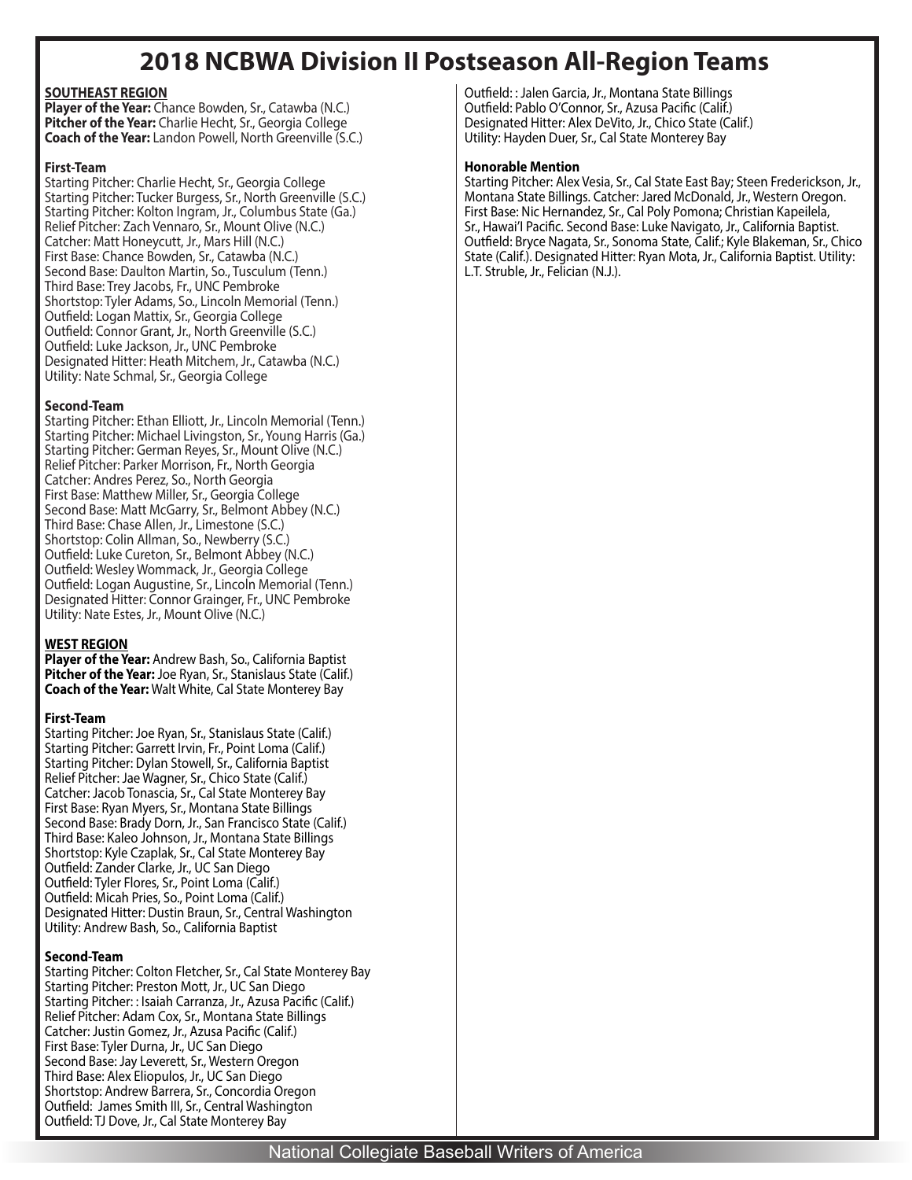# 2018 NCBWA Division II Postseason All-Region Teams

**SOUTHEAST REGION**

**Player of the Year:** Chance Bowden, Sr., Catawba (N.C.)
**Pitcher of the Year:** Charlie Hecht, Sr., Georgia College
**Coach of the Year:** Landon Powell, North Greenville (S.C.)

**First-Team**

Starting Pitcher: Charlie Hecht, Sr., Georgia College
Starting Pitcher: Tucker Burgess, Sr., North Greenville (S.C.)
Starting Pitcher: Kolton Ingram, Jr., Columbus State (Ga.)
Relief Pitcher: Zach Vennaro, Sr., Mount Olive (N.C.)
Catcher: Matt Honeycutt, Jr., Mars Hill (N.C.)
First Base: Chance Bowden, Sr., Catawba (N.C.)
Second Base: Daulton Martin, So., Tusculum (Tenn.)
Third Base: Trey Jacobs, Fr., UNC Pembroke
Shortstop: Tyler Adams, So., Lincoln Memorial (Tenn.)
Outfield: Logan Mattix, Sr., Georgia College
Outfield: Connor Grant, Jr., North Greenville (S.C.)
Outfield: Luke Jackson, Jr., UNC Pembroke
Designated Hitter: Heath Mitchem, Jr., Catawba (N.C.)
Utility: Nate Schmal, Sr., Georgia College

**Second-Team**

Starting Pitcher: Ethan Elliott, Jr., Lincoln Memorial (Tenn.)
Starting Pitcher: Michael Livingston, Sr., Young Harris (Ga.)
Starting Pitcher: German Reyes, Sr., Mount Olive (N.C.)
Relief Pitcher: Parker Morrison, Fr., North Georgia
Catcher: Andres Perez, So., North Georgia
First Base: Matthew Miller, Sr., Georgia College
Second Base: Matt McGarry, Sr., Belmont Abbey (N.C.)
Third Base: Chase Allen, Jr., Limestone (S.C.)
Shortstop: Colin Allman, So., Newberry (S.C.)
Outfield: Luke Cureton, Sr., Belmont Abbey (N.C.)
Outfield: Wesley Wommack, Jr., Georgia College
Outfield: Logan Augustine, Sr., Lincoln Memorial (Tenn.)
Designated Hitter: Connor Grainger, Fr., UNC Pembroke
Utility: Nate Estes, Jr., Mount Olive (N.C.)

**WEST REGION**

**Player of the Year:** Andrew Bash, So., California Baptist
**Pitcher of the Year:** Joe Ryan, Sr., Stanislaus State (Calif.)
**Coach of the Year:** Walt White, Cal State Monterey Bay

**First-Team**

Starting Pitcher: Joe Ryan, Sr., Stanislaus State (Calif.)
Starting Pitcher: Garrett Irvin, Fr., Point Loma (Calif.)
Starting Pitcher: Dylan Stowell, Sr., California Baptist
Relief Pitcher: Jae Wagner, Sr., Chico State (Calif.)
Catcher: Jacob Tonascia, Sr., Cal State Monterey Bay
First Base: Ryan Myers, Sr., Montana State Billings
Second Base: Brady Dorn, Jr., San Francisco State (Calif.)
Third Base: Kaleo Johnson, Jr., Montana State Billings
Shortstop: Kyle Czaplak, Sr., Cal State Monterey Bay
Outfield: Zander Clarke, Jr., UC San Diego
Outfield: Tyler Flores, Sr., Point Loma (Calif.)
Outfield: Micah Pries, So., Point Loma (Calif.)
Designated Hitter: Dustin Braun, Sr., Central Washington
Utility: Andrew Bash, So., California Baptist

**Second-Team**

Starting Pitcher: Colton Fletcher, Sr., Cal State Monterey Bay
Starting Pitcher: Preston Mott, Jr., UC San Diego
Starting Pitcher: : Isaiah Carranza, Jr., Azusa Pacific (Calif.)
Relief Pitcher: Adam Cox, Sr., Montana State Billings
Catcher: Justin Gomez, Jr., Azusa Pacific (Calif.)
First Base: Tyler Durna, Jr., UC San Diego
Second Base: Jay Leverett, Sr., Western Oregon
Third Base: Alex Eliopulos, Jr., UC San Diego
Shortstop: Andrew Barrera, Sr., Concordia Oregon
Outfield: James Smith III, Sr., Central Washington
Outfield: TJ Dove, Jr., Cal State Monterey Bay
Outfield: : Jalen Garcia, Jr., Montana State Billings
Outfield: Pablo O'Connor, Sr., Azusa Pacific (Calif.)
Designated Hitter: Alex DeVito, Jr., Chico State (Calif.)
Utility: Hayden Duer, Sr., Cal State Monterey Bay

**Honorable Mention**

Starting Pitcher: Alex Vesia, Sr., Cal State East Bay; Steen Frederickson, Jr., Montana State Billings. Catcher: Jared McDonald, Jr., Western Oregon. First Base: Nic Hernandez, Sr., Cal Poly Pomona; Christian Kapeilela, Sr., Hawai'I Pacific. Second Base: Luke Navigato, Jr., California Baptist. Outfield: Bryce Nagata, Sr., Sonoma State, Calif.; Kyle Blakeman, Sr., Chico State (Calif.). Designated Hitter: Ryan Mota, Jr., California Baptist. Utility: L.T. Struble, Jr., Felician (N.J.).